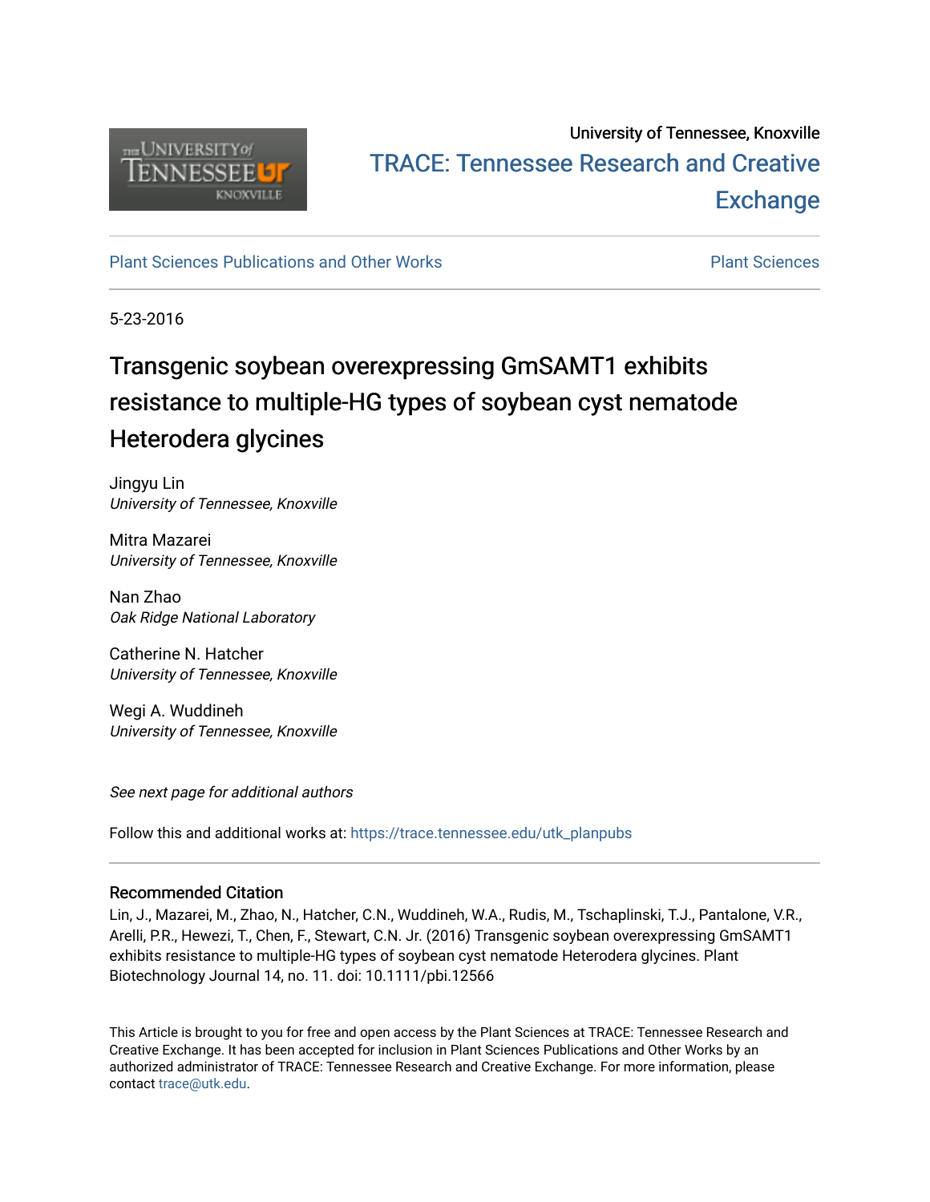University of Tennessee, Knoxville

TRACE: Tennessee Research and Creative Exchange

Plant Sciences Publications and Other Works

Plant Sciences

5-23-2016

# Transgenic soybean overexpressing GmSAMT1 exhibits resistance to multiple-HG types of soybean cyst nematode Heterodera glycines

Jingyu Lin
*University of Tennessee, Knoxville*

Mitra Mazarei
*University of Tennessee, Knoxville*

Nan Zhao
*Oak Ridge National Laboratory*

Catherine N. Hatcher
*University of Tennessee, Knoxville*

Wegi A. Wuddineh
*University of Tennessee, Knoxville*

*See next page for additional authors*

Follow this and additional works at: https://trace.tennessee.edu/utk_planpubs

## Recommended Citation

Lin, J., Mazarei, M., Zhao, N., Hatcher, C.N., Wuddineh, W.A., Rudis, M., Tschaplinski, T.J., Pantalone, V.R., Arelli, P.R., Hewezi, T., Chen, F., Stewart, C.N. Jr. (2016) Transgenic soybean overexpressing GmSAMT1 exhibits resistance to multiple-HG types of soybean cyst nematode Heterodera glycines. Plant Biotechnology Journal 14, no. 11. doi: 10.1111/pbi.12566

This Article is brought to you for free and open access by the Plant Sciences at TRACE: Tennessee Research and Creative Exchange. It has been accepted for inclusion in Plant Sciences Publications and Other Works by an authorized administrator of TRACE: Tennessee Research and Creative Exchange. For more information, please contact trace@utk.edu.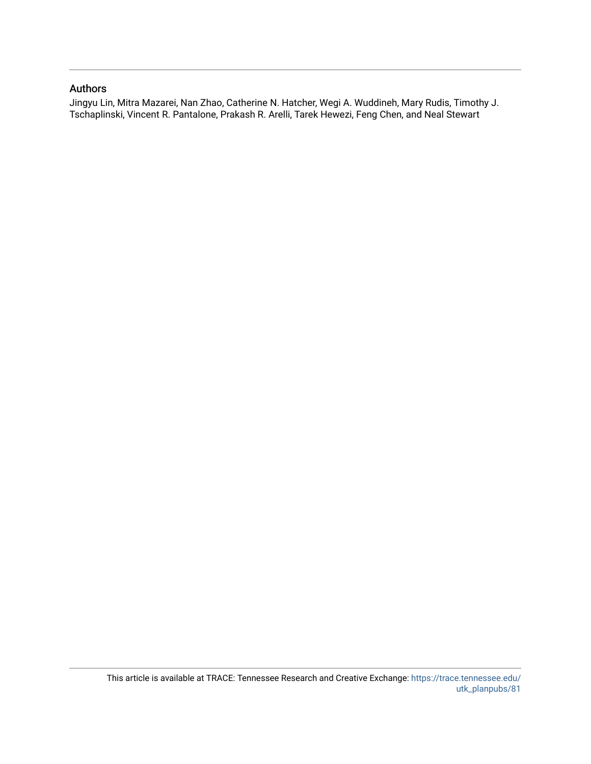## Authors

Jingyu Lin, Mitra Mazarei, Nan Zhao, Catherine N. Hatcher, Wegi A. Wuddineh, Mary Rudis, Timothy J. Tschaplinski, Vincent R. Pantalone, Prakash R. Arelli, Tarek Hewezi, Feng Chen, and Neal Stewart

This article is available at TRACE: Tennessee Research and Creative Exchange: https://trace.tennessee.edu/utk_planpubs/81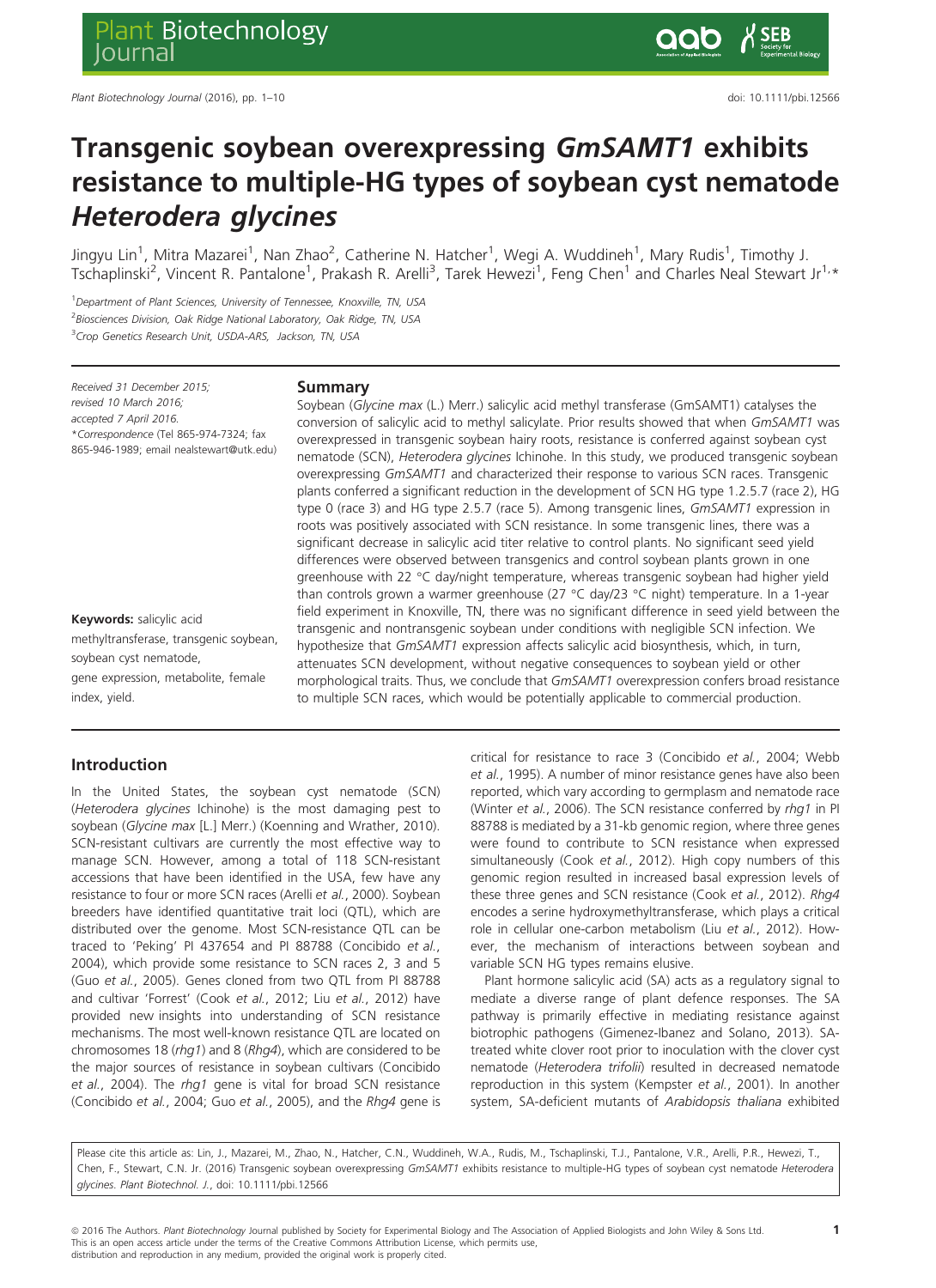# Transgenic soybean overexpressing *GmSAMT1* exhibits resistance to multiple-HG types of soybean cyst nematode *Heterodera glycines*

Jingyu Lin[1], Mitra Mazarei[1], Nan Zhao[2], Catherine N. Hatcher[1], Wegi A. Wuddineh[1], Mary Rudis[1], Timothy J. Tschaplinski[2], Vincent R. Pantalone[1], Prakash R. Arelli[3], Tarek Hewezi[1], Feng Chen[1] and Charles Neal Stewart Jr[1,*]

[1]Department of Plant Sciences, University of Tennessee, Knoxville, TN, USA

[2]Biosciences Division, Oak Ridge National Laboratory, Oak Ridge, TN, USA

[3]Crop Genetics Research Unit, USDA-ARS, Jackson, TN, USA

Received 31 December 2015;
revised 10 March 2016;
accepted 7 April 2016.
*Correspondence (Tel 865-974-7324; fax 865-946-1989; email nealstewart@utk.edu)

**Keywords:** salicylic acid methyltransferase, transgenic soybean, soybean cyst nematode, gene expression, metabolite, female index, yield.

## Summary

Soybean (*Glycine max* (L.) Merr.) salicylic acid methyl transferase (GmSAMT1) catalyses the conversion of salicylic acid to methyl salicylate. Prior results showed that when *GmSAMT1* was overexpressed in transgenic soybean hairy roots, resistance is conferred against soybean cyst nematode (SCN), *Heterodera glycines* Ichinohe. In this study, we produced transgenic soybean overexpressing *GmSAMT1* and characterized their response to various SCN races. Transgenic plants conferred a significant reduction in the development of SCN HG type 1.2.5.7 (race 2), HG type 0 (race 3) and HG type 2.5.7 (race 5). Among transgenic lines, *GmSAMT1* expression in roots was positively associated with SCN resistance. In some transgenic lines, there was a significant decrease in salicylic acid titer relative to control plants. No significant seed yield differences were observed between transgenics and control soybean plants grown in one greenhouse with 22 °C day/night temperature, whereas transgenic soybean had higher yield than controls grown a warmer greenhouse (27 °C day/23 °C night) temperature. In a 1-year field experiment in Knoxville, TN, there was no significant difference in seed yield between the transgenic and nontransgenic soybean under conditions with negligible SCN infection. We hypothesize that *GmSAMT1* expression affects salicylic acid biosynthesis, which, in turn, attenuates SCN development, without negative consequences to soybean yield or other morphological traits. Thus, we conclude that *GmSAMT1* overexpression confers broad resistance to multiple SCN races, which would be potentially applicable to commercial production.

## Introduction

In the United States, the soybean cyst nematode (SCN) (*Heterodera glycines* Ichinohe) is the most damaging pest to soybean (*Glycine max* [L.] Merr.) (Koenning and Wrather, 2010). SCN-resistant cultivars are currently the most effective way to manage SCN. However, among a total of 118 SCN-resistant accessions that have been identified in the USA, few have any resistance to four or more SCN races (Arelli *et al.*, 2000). Soybean breeders have identified quantitative trait loci (QTL), which are distributed over the genome. Most SCN-resistance QTL can be traced to 'Peking' PI 437654 and PI 88788 (Concibido *et al.*, 2004), which provide some resistance to SCN races 2, 3 and 5 (Guo *et al.*, 2005). Genes cloned from two QTL from PI 88788 and cultivar 'Forrest' (Cook *et al.*, 2012; Liu *et al.*, 2012) have provided new insights into understanding of SCN resistance mechanisms. The most well-known resistance QTL are located on chromosomes 18 (*rhg1*) and 8 (*Rhg4*), which are considered to be the major sources of resistance in soybean cultivars (Concibido *et al.*, 2004). The *rhg1* gene is vital for broad SCN resistance (Concibido *et al.*, 2004; Guo *et al.*, 2005), and the *Rhg4* gene is critical for resistance to race 3 (Concibido *et al.*, 2004; Webb *et al.*, 1995). A number of minor resistance genes have also been reported, which vary according to germplasm and nematode race (Winter *et al.*, 2006). The SCN resistance conferred by *rhg1* in PI 88788 is mediated by a 31-kb genomic region, where three genes were found to contribute to SCN resistance when expressed simultaneously (Cook *et al.*, 2012). High copy numbers of this genomic region resulted in increased basal expression levels of these three genes and SCN resistance (Cook *et al.*, 2012). *Rhg4* encodes a serine hydroxymethyltransferase, which plays a critical role in cellular one-carbon metabolism (Liu *et al.*, 2012). However, the mechanism of interactions between soybean and variable SCN HG types remains elusive.

Plant hormone salicylic acid (SA) acts as a regulatory signal to mediate a diverse range of plant defence responses. The SA pathway is primarily effective in mediating resistance against biotrophic pathogens (Gimenez-Ibanez and Solano, 2013). SA-treated white clover root prior to inoculation with the clover cyst nematode (*Heterodera trifolii*) resulted in decreased nematode reproduction in this system (Kempster *et al.*, 2001). In another system, SA-deficient mutants of *Arabidopsis thaliana* exhibited

Please cite this article as: Lin, J., Mazarei, M., Zhao, N., Hatcher, C.N., Wuddineh, W.A., Rudis, M., Tschaplinski, T.J., Pantalone, V.R., Arelli, P.R., Hewezi, T., Chen, F., Stewart, C.N. Jr. (2016) Transgenic soybean overexpressing *GmSAMT1* exhibits resistance to multiple-HG types of soybean cyst nematode *Heterodera glycines*. *Plant Biotechnol. J.*, doi: 10.1111/pbi.12566

© 2016 The Authors. *Plant Biotechnology* Journal published by Society for Experimental Biology and The Association of Applied Biologists and John Wiley & Sons Ltd. This is an open access article under the terms of the Creative Commons Attribution License, which permits use, distribution and reproduction in any medium, provided the original work is properly cited.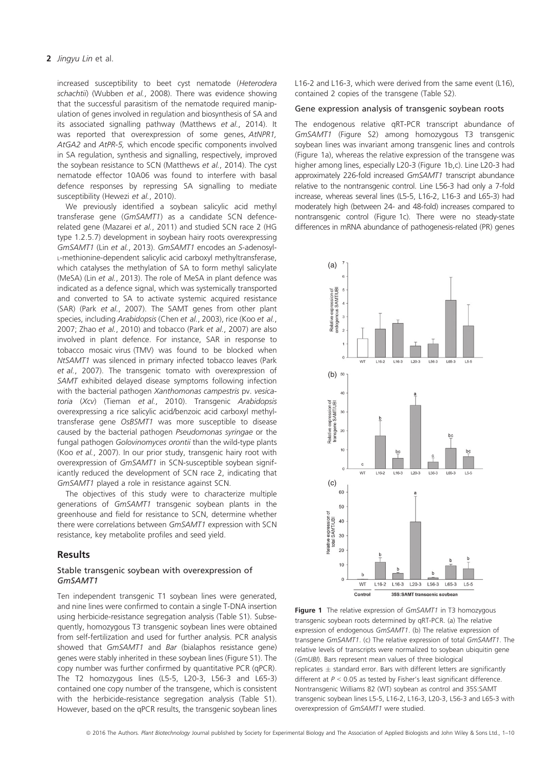increased susceptibility to beet cyst nematode (*Heterodera schachtii*) (Wubben *et al.*, 2008). There was evidence showing that the successful parasitism of the nematode required manipulation of genes involved in regulation and biosynthesis of SA and its associated signalling pathway (Matthews *et al.*, 2014). It was reported that overexpression of some genes, *AtNPR1, AtGA2* and *AtPR-5,* which encode specific components involved in SA regulation, synthesis and signalling, respectively, improved the soybean resistance to SCN (Matthews *et al.*, 2014). The cyst nematode effector 10A06 was found to interfere with basal defence responses by repressing SA signalling to mediate susceptibility (Hewezi *et al.*, 2010).

We previously identified a soybean salicylic acid methyl transferase gene (*GmSAMT1*) as a candidate SCN defence-related gene (Mazarei *et al.*, 2011) and studied SCN race 2 (HG type 1.2.5.7) development in soybean hairy roots overexpressing *GmSAMT1* (Lin *et al.*, 2013). *GmSAMT1* encodes an *S*-adenosyl-L-methionine-dependent salicylic acid carboxyl methyltransferase, which catalyses the methylation of SA to form methyl salicylate (MeSA) (Lin *et al.*, 2013). The role of MeSA in plant defence was indicated as a defence signal, which was systemically transported and converted to SA to activate systemic acquired resistance (SAR) (Park *et al.*, 2007). The SAMT genes from other plant species, including *Arabidopsis* (Chen *et al.*, 2003), rice (Koo *et al.*, 2007; Zhao *et al.*, 2010) and tobacco (Park *et al.*, 2007) are also involved in plant defence. For instance, SAR in response to tobacco mosaic virus (TMV) was found to be blocked when *NtSAMT1* was silenced in primary infected tobacco leaves (Park *et al.*, 2007). The transgenic tomato with overexpression of *SAMT* exhibited delayed disease symptoms following infection with the bacterial pathogen *Xanthomonas campestris* pv. *vesicatoria* (*Xcv*) (Tieman *et al.*, 2010). Transgenic *Arabidopsis* overexpressing a rice salicylic acid/benzoic acid carboxyl methyltransferase gene *OsBSMT1* was more susceptible to disease caused by the bacterial pathogen *Pseudomonas syringae* or the fungal pathogen *Golovinomyces orontii* than the wild-type plants (Koo *et al.*, 2007). In our prior study, transgenic hairy root with overexpression of *GmSAMT1* in SCN-susceptible soybean significantly reduced the development of SCN race 2, indicating that *GmSAMT1* played a role in resistance against SCN.

The objectives of this study were to characterize multiple generations of *GmSAMT1* transgenic soybean plants in the greenhouse and field for resistance to SCN, determine whether there were correlations between *GmSAMT1* expression with SCN resistance, key metabolite profiles and seed yield.

## Results

### Stable transgenic soybean with overexpression of *GmSAMT1*

Ten independent transgenic T1 soybean lines were generated, and nine lines were confirmed to contain a single T-DNA insertion using herbicide-resistance segregation analysis (Table S1). Subsequently, homozygous T3 transgenic soybean lines were obtained from self-fertilization and used for further analysis. PCR analysis showed that *GmSAMT1* and *Bar* (bialaphos resistance gene) genes were stably inherited in these soybean lines (Figure S1). The copy number was further confirmed by quantitative PCR (qPCR). The T2 homozygous lines (L5-5, L20-3, L56-3 and L65-3) contained one copy number of the transgene, which is consistent with the herbicide-resistance segregation analysis (Table S1). However, based on the qPCR results, the transgenic soybean lines L16-2 and L16-3, which were derived from the same event (L16), contained 2 copies of the transgene (Table S2).

### Gene expression analysis of transgenic soybean roots

The endogenous relative qRT-PCR transcript abundance of *GmSAMT1* (Figure S2) among homozygous T3 transgenic soybean lines was invariant among transgenic lines and controls (Figure 1a), whereas the relative expression of the transgene was higher among lines, especially L20-3 (Figure 1b,c). Line L20-3 had approximately 226-fold increased *GmSAMT1* transcript abundance relative to the nontransgenic control. Line L56-3 had only a 7-fold increase, whereas several lines (L5-5, L16-2, L16-3 and L65-3) had moderately high (between 24- and 48-fold) increases compared to nontransgenic control (Figure 1c). There were no steady-state differences in mRNA abundance of pathogenesis-related (PR) genes

**Figure 1** The relative expression of *GmSAMT1* in T3 homozygous transgenic soybean roots determined by qRT-PCR. (a) The relative expression of endogenous *GmSAMT1*. (b) The relative expression of transgene *GmSAMT1*. (c) The relative expression of total *GmSAMT1*. The relative levels of transcripts were normalized to soybean ubiquitin gene (*GmUBI*). Bars represent mean values of three biological replicates ± standard error. Bars with different letters are significantly different at $P < 0.05$ as tested by Fisher's least significant difference. Nontransgenic Williams 82 (WT) soybean as control and 35S:SAMT transgenic soybean lines L5-5, L16-2, L16-3, L20-3, L56-3 and L65-3 with overexpression of *GmSAMT1* were studied.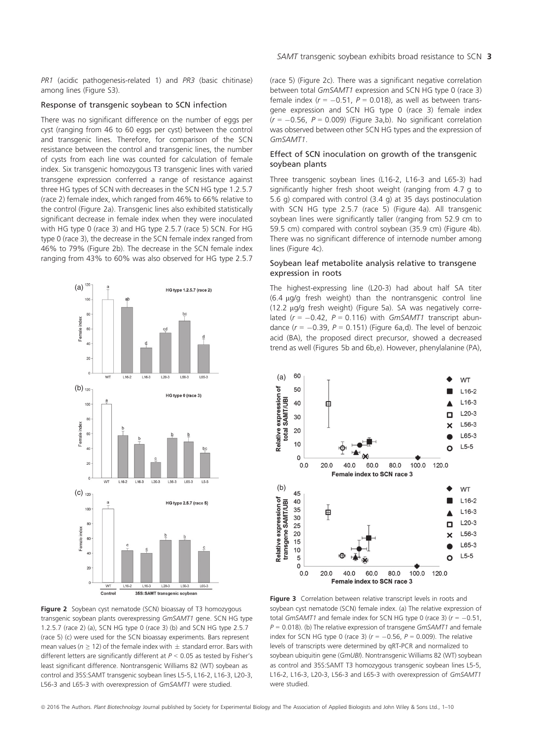*PR1* (acidic pathogenesis-related 1) and *PR3* (basic chitinase) among lines (Figure S3).

### Response of transgenic soybean to SCN infection

There was no significant difference on the number of eggs per cyst (ranging from 46 to 60 eggs per cyst) between the control and transgenic lines. Therefore, for comparison of the SCN resistance between the control and transgenic lines, the number of cysts from each line was counted for calculation of female index. Six transgenic homozygous T3 transgenic lines with varied transgene expression conferred a range of resistance against three HG types of SCN with decreases in the SCN HG type 1.2.5.7 (race 2) female index, which ranged from 46% to 66% relative to the control (Figure 2a). Transgenic lines also exhibited statistically significant decrease in female index when they were inoculated with HG type 0 (race 3) and HG type 2.5.7 (race 5) SCN. For HG type 0 (race 3), the decrease in the SCN female index ranged from 46% to 79% (Figure 2b). The decrease in the SCN female index ranging from 43% to 60% was also observed for HG type 2.5.7 (race 5) (Figure 2c). There was a significant negative correlation between total *GmSAMT1* expression and SCN HG type 0 (race 3) female index ($r = -0.51$, $P = 0.018$), as well as between transgene expression and SCN HG type 0 (race 3) female index ($r = -0.56$, $P = 0.009$) (Figure 3a,b). No significant correlation was observed between other SCN HG types and the expression of *GmSAMT1*.

Figure 2 Soybean cyst nematode (SCN) bioassay of T3 homozygous transgenic soybean plants overexpressing *GmSAMT1* gene. SCN HG type 1.2.5.7 (race 2) (a), SCN HG type 0 (race 3) (b) and SCN HG type 2.5.7 (race 5) (c) were used for the SCN bioassay experiments. Bars represent mean values ($n \geq 12$) of the female index with ± standard error. Bars with different letters are significantly different at $P < 0.05$ as tested by Fisher's least significant difference. Nontransgenic Williams 82 (WT) soybean as control and 35S:SAMT transgenic soybean lines L5-5, L16-2, L16-3, L20-3, L56-3 and L65-3 with overexpression of *GmSAMT1* were studied.

### Effect of SCN inoculation on growth of the transgenic soybean plants

Three transgenic soybean lines (L16-2, L16-3 and L65-3) had significantly higher fresh shoot weight (ranging from 4.7 g to 5.6 g) compared with control (3.4 g) at 35 days postinoculation with SCN HG type 2.5.7 (race 5) (Figure 4a). All transgenic soybean lines were significantly taller (ranging from 52.9 cm to 59.5 cm) compared with control soybean (35.9 cm) (Figure 4b). There was no significant difference of internode number among lines (Figure 4c).

### Soybean leaf metabolite analysis relative to transgene expression in roots

The highest-expressing line (L20-3) had about half SA titer (6.4 μg/g fresh weight) than the nontransgenic control line (12.2 μg/g fresh weight) (Figure 5a). SA was negatively correlated ($r = -0.42$, $P = 0.116$) with *GmSAMT1* transcript abundance ($r = -0.39$, $P = 0.151$) (Figure 6a,d). The level of benzoic acid (BA), the proposed direct precursor, showed a decreased trend as well (Figures 5b and 6b,e). However, phenylalanine (PA),

Figure 3 Correlation between relative transcript levels in roots and soybean cyst nematode (SCN) female index. (a) The relative expression of total *GmSAMT1* and female index for SCN HG type 0 (race 3) ($r = -0.51$, $P = 0.018$). (b) The relative expression of transgene *GmSAMT1* and female index for SCN HG type 0 (race 3) ($r = -0.56$, $P = 0.009$). The relative levels of transcripts were determined by qRT-PCR and normalized to soybean ubiquitin gene (*GmUBI*). Nontransgenic Williams 82 (WT) soybean as control and 35S:SAMT T3 homozygous transgenic soybean lines L5-5, L16-2, L16-3, L20-3, L56-3 and L65-3 with overexpression of *GmSAMT1* were studied.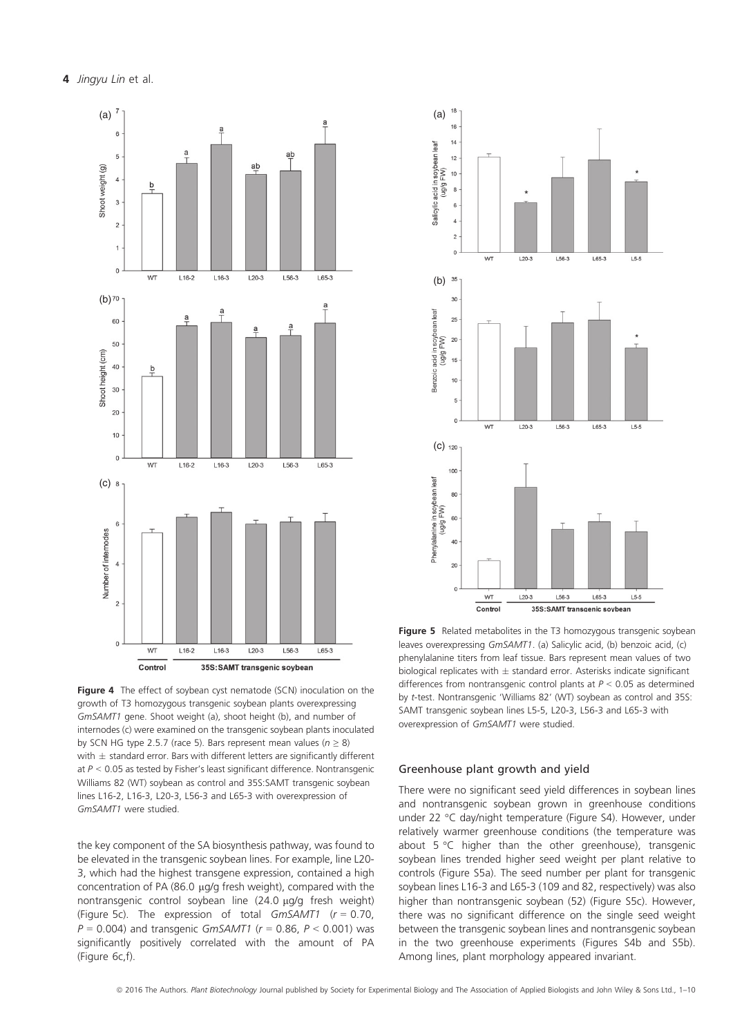Figure 4 The effect of soybean cyst nematode (SCN) inoculation on the growth of T3 homozygous transgenic soybean plants overexpressing *GmSAMT1* gene. Shoot weight (a), shoot height (b), and number of internodes (c) were examined on the transgenic soybean plants inoculated by SCN HG type 2.5.7 (race 5). Bars represent mean values ($n \geq 8$) with ± standard error. Bars with different letters are significantly different at $P < 0.05$ as tested by Fisher's least significant difference. Nontransgenic Williams 82 (WT) soybean as control and 35S:SAMT transgenic soybean lines L16-2, L16-3, L20-3, L56-3 and L65-3 with overexpression of *GmSAMT1* were studied.

Figure 5 Related metabolites in the T3 homozygous transgenic soybean leaves overexpressing *GmSAMT1*. (a) Salicylic acid, (b) benzoic acid, (c) phenylalanine titers from leaf tissue. Bars represent mean values of two biological replicates with ± standard error. Asterisks indicate significant differences from nontransgenic control plants at $P < 0.05$ as determined by *t*-test. Nontransgenic 'Williams 82' (WT) soybean as control and 35S:SAMT transgenic soybean lines L5-5, L20-3, L56-3 and L65-3 with overexpression of *GmSAMT1* were studied.

the key component of the SA biosynthesis pathway, was found to be elevated in the transgenic soybean lines. For example, line L20-3, which had the highest transgene expression, contained a high concentration of PA (86.0 μg/g fresh weight), compared with the nontransgenic control soybean line (24.0 μg/g fresh weight) (Figure 5c). The expression of total *GmSAMT1* ($r = 0.70$, $P = 0.004$) and transgenic *GmSAMT1* ($r = 0.86$, $P < 0.001$) was significantly positively correlated with the amount of PA (Figure 6c,f).

### Greenhouse plant growth and yield

There were no significant seed yield differences in soybean lines and nontransgenic soybean grown in greenhouse conditions under 22 °C day/night temperature (Figure S4). However, under relatively warmer greenhouse conditions (the temperature was about 5 °C higher than the other greenhouse), transgenic soybean lines trended higher seed weight per plant relative to controls (Figure S5a). The seed number per plant for transgenic soybean lines L16-3 and L65-3 (109 and 82, respectively) was also higher than nontransgenic soybean (52) (Figure S5c). However, there was no significant difference on the single seed weight between the transgenic soybean lines and nontransgenic soybean in the two greenhouse experiments (Figures S4b and S5b). Among lines, plant morphology appeared invariant.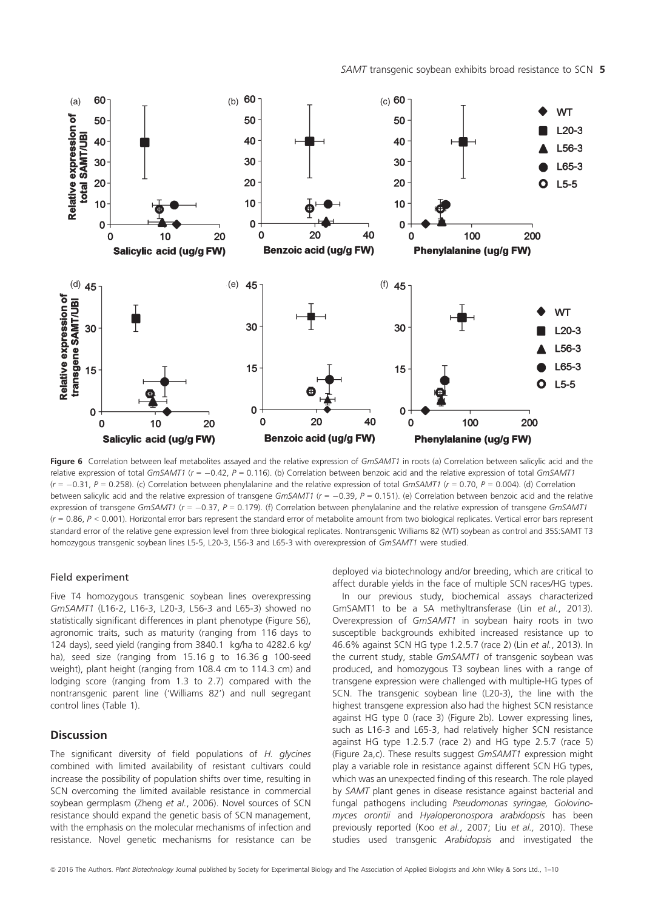**Figure 6** Correlation between leaf metabolites assayed and the relative expression of *GmSAMT1* in roots (a) Correlation between salicylic acid and the relative expression of total *GmSAMT1* ($r = -0.42$, $P = 0.116$). (b) Correlation between benzoic acid and the relative expression of total *GmSAMT1* ($r = -0.31$, $P = 0.258$). (c) Correlation between phenylalanine and the relative expression of total *GmSAMT1* ($r = 0.70$, $P = 0.004$). (d) Correlation between salicylic acid and the relative expression of transgene *GmSAMT1* ($r = -0.39$, $P = 0.151$). (e) Correlation between benzoic acid and the relative expression of transgene *GmSAMT1* ($r = -0.37$, $P = 0.179$). (f) Correlation between phenylalanine and the relative expression of transgene *GmSAMT1* ($r = 0.86$, $P < 0.001$). Horizontal error bars represent the standard error of metabolite amount from two biological replicates. Vertical error bars represent standard error of the relative gene expression level from three biological replicates. Nontransgenic Williams 82 (WT) soybean as control and 35S:SAMT T3 homozygous transgenic soybean lines L5-5, L20-3, L56-3 and L65-3 with overexpression of *GmSAMT1* were studied.

### Field experiment

Five T4 homozygous transgenic soybean lines overexpressing *GmSAMT1* (L16-2, L16-3, L20-3, L56-3 and L65-3) showed no statistically significant differences in plant phenotype (Figure S6), agronomic traits, such as maturity (ranging from 116 days to 124 days), seed yield (ranging from 3840.1 kg/ha to 4282.6 kg/ha), seed size (ranging from 15.16 g to 16.36 g 100-seed weight), plant height (ranging from 108.4 cm to 114.3 cm) and lodging score (ranging from 1.3 to 2.7) compared with the nontransgenic parent line ('Williams 82') and null segregant control lines (Table 1).

## Discussion

The significant diversity of field populations of *H. glycines* combined with limited availability of resistant cultivars could increase the possibility of population shifts over time, resulting in SCN overcoming the limited available resistance in commercial soybean germplasm (Zheng *et al.*, 2006). Novel sources of SCN resistance should expand the genetic basis of SCN management, with the emphasis on the molecular mechanisms of infection and resistance. Novel genetic mechanisms for resistance can be deployed via biotechnology and/or breeding, which are critical to affect durable yields in the face of multiple SCN races/HG types.

In our previous study, biochemical assays characterized GmSAMT1 to be a SA methyltransferase (Lin *et al.*, 2013). Overexpression of *GmSAMT1* in soybean hairy roots in two susceptible backgrounds exhibited increased resistance up to 46.6% against SCN HG type 1.2.5.7 (race 2) (Lin *et al.*, 2013). In the current study, stable *GmSAMT1* of transgenic soybean was produced, and homozygous T3 soybean lines with a range of transgene expression were challenged with multiple-HG types of SCN. The transgenic soybean line (L20-3), the line with the highest transgene expression also had the highest SCN resistance against HG type 0 (race 3) (Figure 2b). Lower expressing lines, such as L16-3 and L65-3, had relatively higher SCN resistance against HG type 1.2.5.7 (race 2) and HG type 2.5.7 (race 5) (Figure 2a,c). These results suggest *GmSAMT1* expression might play a variable role in resistance against different SCN HG types, which was an unexpected finding of this research. The role played by *SAMT* plant genes in disease resistance against bacterial and fungal pathogens including *Pseudomonas syringae, Golovinomyces orontii* and *Hyaloperonospora arabidopsis* has been previously reported (Koo *et al.*, 2007; Liu *et al.*, 2010). These studies used transgenic *Arabidopsis* and investigated the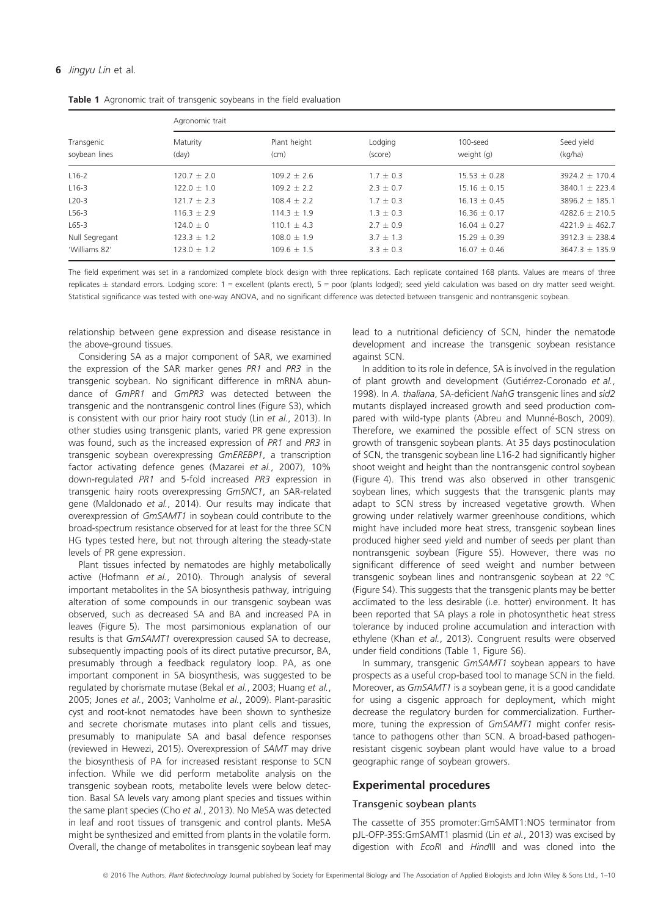**Table 1** Agronomic trait of transgenic soybeans in the field evaluation

| Transgenic soybean lines | Agronomic trait | | | | |
|---|---|---|---|---|---|
| | Maturity (day) | Plant height (cm) | Lodging (score) | 100-seed weight (g) | Seed yield (kg/ha) |
| L16-2 | 120.7 ± 2.0 | 109.2 ± 2.6 | 1.7 ± 0.3 | 15.53 ± 0.28 | 3924.2 ± 170.4 |
| L16-3 | 122.0 ± 1.0 | 109.2 ± 2.2 | 2.3 ± 0.7 | 15.16 ± 0.15 | 3840.1 ± 223.4 |
| L20-3 | 121.7 ± 2.3 | 108.4 ± 2.2 | 1.7 ± 0.3 | 16.13 ± 0.45 | 3896.2 ± 185.1 |
| L56-3 | 116.3 ± 2.9 | 114.3 ± 1.9 | 1.3 ± 0.3 | 16.36 ± 0.17 | 4282.6 ± 210.5 |
| L65-3 | 124.0 ± 0 | 110.1 ± 4.3 | 2.7 ± 0.9 | 16.04 ± 0.27 | 4221.9 ± 462.7 |
| Null Segregant | 123.3 ± 1.2 | 108.0 ± 1.9 | 3.7 ± 1.3 | 15.29 ± 0.39 | 3912.3 ± 238.4 |
| 'Williams 82' | 123.0 ± 1.2 | 109.6 ± 1.5 | 3.3 ± 0.3 | 16.07 ± 0.46 | 3647.3 ± 135.9 |

The field experiment was set in a randomized complete block design with three replications. Each replicate contained 168 plants. Values are means of three replicates ± standard errors. Lodging score: 1 = excellent (plants erect), 5 = poor (plants lodged); seed yield calculation was based on dry matter seed weight. Statistical significance was tested with one-way ANOVA, and no significant difference was detected between transgenic and nontransgenic soybean.

relationship between gene expression and disease resistance in the above-ground tissues.

Considering SA as a major component of SAR, we examined the expression of the SAR marker genes *PR1* and *PR3* in the transgenic soybean. No significant difference in mRNA abundance of *GmPR1* and *GmPR3* was detected between the transgenic and the nontransgenic control lines (Figure S3), which is consistent with our prior hairy root study (Lin *et al.*, 2013). In other studies using transgenic plants, varied PR gene expression was found, such as the increased expression of *PR1* and *PR3* in transgenic soybean overexpressing *GmEREBP1*, a transcription factor activating defence genes (Mazarei *et al.*, 2007), 10% down-regulated *PR1* and 5-fold increased *PR3* expression in transgenic hairy roots overexpressing *GmSNC1*, an SAR-related gene (Maldonado *et al.*, 2014). Our results may indicate that overexpression of *GmSAMT1* in soybean could contribute to the broad-spectrum resistance observed for at least for the three SCN HG types tested here, but not through altering the steady-state levels of PR gene expression.

Plant tissues infected by nematodes are highly metabolically active (Hofmann *et al.*, 2010). Through analysis of several important metabolites in the SA biosynthesis pathway, intriguing alteration of some compounds in our transgenic soybean was observed, such as decreased SA and BA and increased PA in leaves (Figure 5). The most parsimonious explanation of our results is that *GmSAMT1* overexpression caused SA to decrease, subsequently impacting pools of its direct putative precursor, BA, presumably through a feedback regulatory loop. PA, as one important component in SA biosynthesis, was suggested to be regulated by chorismate mutase (Bekal *et al.*, 2003; Huang *et al.*, 2005; Jones *et al.*, 2003; Vanholme *et al.*, 2009). Plant-parasitic cyst and root-knot nematodes have been shown to synthesize and secrete chorismate mutases into plant cells and tissues, presumably to manipulate SA and basal defence responses (reviewed in Hewezi, 2015). Overexpression of *SAMT* may drive the biosynthesis of PA for increased resistant response to SCN infection. While we did perform metabolite analysis on the transgenic soybean roots, metabolite levels were below detection. Basal SA levels vary among plant species and tissues within the same plant species (Cho *et al.*, 2013). No MeSA was detected in leaf and root tissues of transgenic and control plants. MeSA might be synthesized and emitted from plants in the volatile form. Overall, the change of metabolites in transgenic soybean leaf may lead to a nutritional deficiency of SCN, hinder the nematode development and increase the transgenic soybean resistance against SCN.

In addition to its role in defence, SA is involved in the regulation of plant growth and development (Gutiérrez-Coronado *et al.*, 1998). In *A. thaliana*, SA-deficient *NahG* transgenic lines and *sid2* mutants displayed increased growth and seed production compared with wild-type plants (Abreu and Munné-Bosch, 2009). Therefore, we examined the possible effect of SCN stress on growth of transgenic soybean plants. At 35 days postinoculation of SCN, the transgenic soybean line L16-2 had significantly higher shoot weight and height than the nontransgenic control soybean (Figure 4). This trend was also observed in other transgenic soybean lines, which suggests that the transgenic plants may adapt to SCN stress by increased vegetative growth. When growing under relatively warmer greenhouse conditions, which might have included more heat stress, transgenic soybean lines produced higher seed yield and number of seeds per plant than nontransgenic soybean (Figure S5). However, there was no significant difference of seed weight and number between transgenic soybean lines and nontransgenic soybean at 22 °C (Figure S4). This suggests that the transgenic plants may be better acclimated to the less desirable (i.e. hotter) environment. It has been reported that SA plays a role in photosynthetic heat stress tolerance by induced proline accumulation and interaction with ethylene (Khan *et al.*, 2013). Congruent results were observed under field conditions (Table 1, Figure S6).

In summary, transgenic *GmSAMT1* soybean appears to have prospects as a useful crop-based tool to manage SCN in the field. Moreover, as *GmSAMT1* is a soybean gene, it is a good candidate for using a cisgenic approach for deployment, which might decrease the regulatory burden for commercialization. Furthermore, tuning the expression of *GmSAMT1* might confer resistance to pathogens other than SCN. A broad-based pathogen-resistant cisgenic soybean plant would have value to a broad geographic range of soybean growers.

## Experimental procedures

### Transgenic soybean plants

The cassette of 35S promoter:GmSAMT1:NOS terminator from pJL-OFP-35S:GmSAMT1 plasmid (Lin *et al.*, 2013) was excised by digestion with *Eco*RI and *Hin*dIII and was cloned into the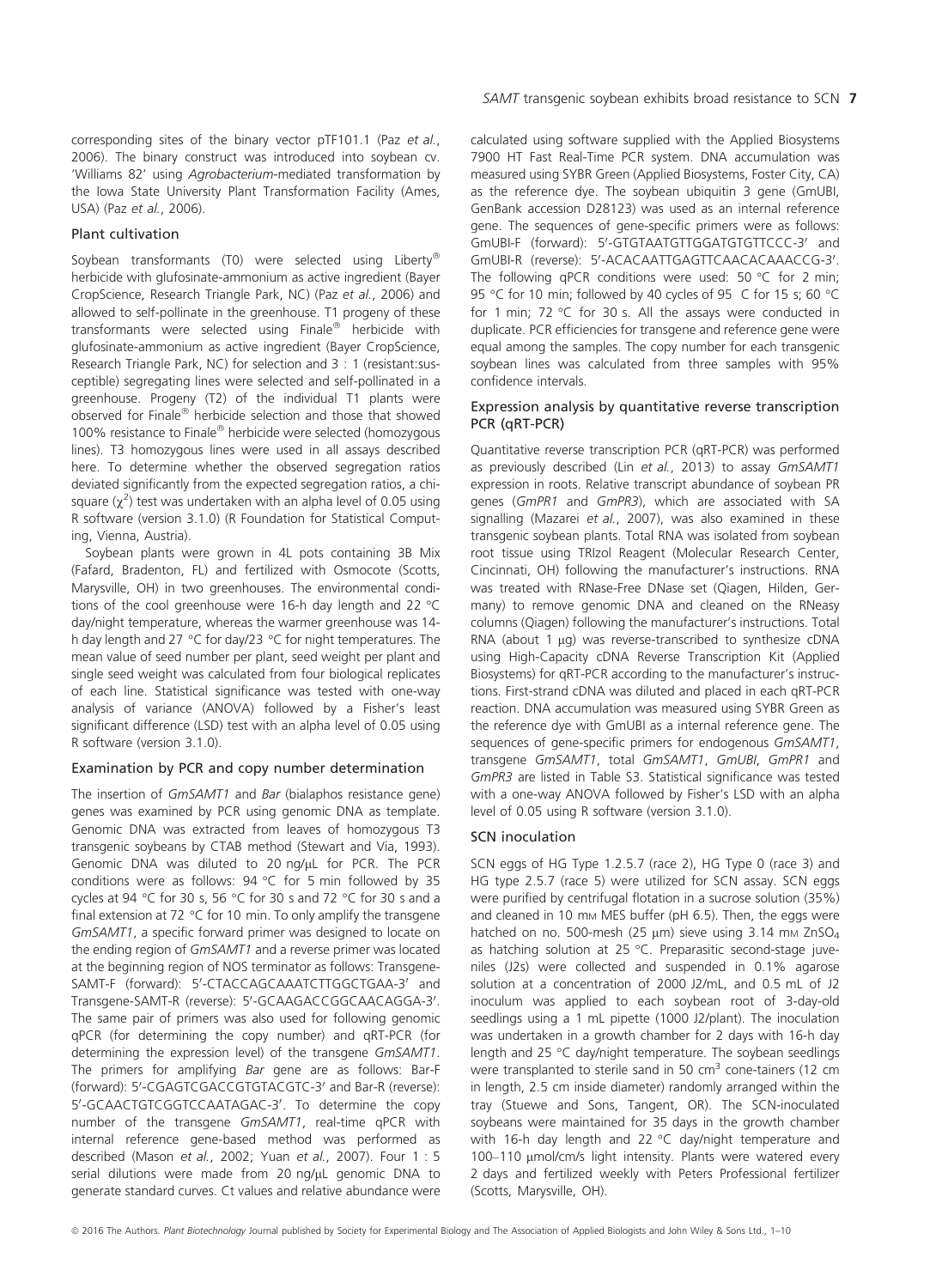corresponding sites of the binary vector pTF101.1 (Paz *et al.*, 2006). The binary construct was introduced into soybean cv. 'Williams 82' using *Agrobacterium*-mediated transformation by the Iowa State University Plant Transformation Facility (Ames, USA) (Paz *et al.*, 2006).

### Plant cultivation

Soybean transformants (T0) were selected using Liberty® herbicide with glufosinate-ammonium as active ingredient (Bayer CropScience, Research Triangle Park, NC) (Paz *et al.*, 2006) and allowed to self-pollinate in the greenhouse. T1 progeny of these transformants were selected using Finale® herbicide with glufosinate-ammonium as active ingredient (Bayer CropScience, Research Triangle Park, NC) for selection and 3 : 1 (resistant:susceptible) segregating lines were selected and self-pollinated in a greenhouse. Progeny (T2) of the individual T1 plants were observed for Finale® herbicide selection and those that showed 100% resistance to Finale® herbicide were selected (homozygous lines). T3 homozygous lines were used in all assays described here. To determine whether the observed segregation ratios deviated significantly from the expected segregation ratios, a chi-square ($\chi^2$) test was undertaken with an alpha level of 0.05 using R software (version 3.1.0) (R Foundation for Statistical Computing, Vienna, Austria).

Soybean plants were grown in 4L pots containing 3B Mix (Fafard, Bradenton, FL) and fertilized with Osmocote (Scotts, Marysville, OH) in two greenhouses. The environmental conditions of the cool greenhouse were 16-h day length and 22 °C day/night temperature, whereas the warmer greenhouse was 14-h day length and 27 °C for day/23 °C for night temperatures. The mean value of seed number per plant, seed weight per plant and single seed weight was calculated from four biological replicates of each line. Statistical significance was tested with one-way analysis of variance (ANOVA) followed by a Fisher's least significant difference (LSD) test with an alpha level of 0.05 using R software (version 3.1.0).

### Examination by PCR and copy number determination

The insertion of *GmSAMT1* and *Bar* (bialaphos resistance gene) genes was examined by PCR using genomic DNA as template. Genomic DNA was extracted from leaves of homozygous T3 transgenic soybeans by CTAB method (Stewart and Via, 1993). Genomic DNA was diluted to 20 ng/μL for PCR. The PCR conditions were as follows: 94 °C for 5 min followed by 35 cycles at 94 °C for 30 s, 56 °C for 30 s and 72 °C for 30 s and a final extension at 72 °C for 10 min. To only amplify the transgene *GmSAMT1*, a specific forward primer was designed to locate on the ending region of *GmSAMT1* and a reverse primer was located at the beginning region of NOS terminator as follows: Transgene-SAMT-F (forward): 5′-CTACCAGCAAATCTTGGCTGAA-3′ and Transgene-SAMT-R (reverse): 5′-GCAAGACCGGCAACAGGA-3′. The same pair of primers was also used for following genomic qPCR (for determining the copy number) and qRT-PCR (for determining the expression level) of the transgene *GmSAMT1*. The primers for amplifying *Bar* gene are as follows: Bar-F (forward): 5′-CGAGTCGACCGTGTACGTC-3′ and Bar-R (reverse): 5′-GCAACTGTCGGTCCAATAGAC-3′. To determine the copy number of the transgene *GmSAMT1*, real-time qPCR with internal reference gene-based method was performed as described (Mason *et al.*, 2002; Yuan *et al.*, 2007). Four 1 : 5 serial dilutions were made from 20 ng/μL genomic DNA to generate standard curves. Ct values and relative abundance were calculated using software supplied with the Applied Biosystems 7900 HT Fast Real-Time PCR system. DNA accumulation was measured using SYBR Green (Applied Biosystems, Foster City, CA) as the reference dye. The soybean ubiquitin 3 gene (GmUBI, GenBank accession D28123) was used as an internal reference gene. The sequences of gene-specific primers were as follows: GmUBI-F (forward): 5′-GTGTAATGTTGGATGTGTTCCC-3′ and GmUBI-R (reverse): 5′-ACACAATTGAGTTCAACACAAACCG-3′. The following qPCR conditions were used: 50 °C for 2 min; 95 °C for 10 min; followed by 40 cycles of 95 C for 15 s; 60 °C for 1 min; 72 °C for 30 s. All the assays were conducted in duplicate. PCR efficiencies for transgene and reference gene were equal among the samples. The copy number for each transgenic soybean lines was calculated from three samples with 95% confidence intervals.

### Expression analysis by quantitative reverse transcription PCR (qRT-PCR)

Quantitative reverse transcription PCR (qRT-PCR) was performed as previously described (Lin *et al.*, 2013) to assay *GmSAMT1* expression in roots. Relative transcript abundance of soybean PR genes (*GmPR1* and *GmPR3*), which are associated with SA signalling (Mazarei *et al.*, 2007), was also examined in these transgenic soybean plants. Total RNA was isolated from soybean root tissue using TRIzol Reagent (Molecular Research Center, Cincinnati, OH) following the manufacturer's instructions. RNA was treated with RNase-Free DNase set (Qiagen, Hilden, Germany) to remove genomic DNA and cleaned on the RNeasy columns (Qiagen) following the manufacturer's instructions. Total RNA (about 1 μg) was reverse-transcribed to synthesize cDNA using High-Capacity cDNA Reverse Transcription Kit (Applied Biosystems) for qRT-PCR according to the manufacturer's instructions. First-strand cDNA was diluted and placed in each qRT-PCR reaction. DNA accumulation was measured using SYBR Green as the reference dye with GmUBI as a internal reference gene. The sequences of gene-specific primers for endogenous *GmSAMT1*, transgene *GmSAMT1*, total *GmSAMT1*, *GmUBI*, *GmPR1* and *GmPR3* are listed in Table S3. Statistical significance was tested with a one-way ANOVA followed by Fisher's LSD with an alpha level of 0.05 using R software (version 3.1.0).

### SCN inoculation

SCN eggs of HG Type 1.2.5.7 (race 2), HG Type 0 (race 3) and HG type 2.5.7 (race 5) were utilized for SCN assay. SCN eggs were purified by centrifugal flotation in a sucrose solution (35%) and cleaned in 10 mM MES buffer (pH 6.5). Then, the eggs were hatched on no. 500-mesh (25 μm) sieve using 3.14 mM $ZnSO_4$ as hatching solution at 25 °C. Preparasitic second-stage juveniles (J2s) were collected and suspended in 0.1% agarose solution at a concentration of 2000 J2/mL, and 0.5 mL of J2 inoculum was applied to each soybean root of 3-day-old seedlings using a 1 mL pipette (1000 J2/plant). The inoculation was undertaken in a growth chamber for 2 days with 16-h day length and 25 °C day/night temperature. The soybean seedlings were transplanted to sterile sand in 50 $cm^3$ cone-tainers (12 cm in length, 2.5 cm inside diameter) randomly arranged within the tray (Stuewe and Sons, Tangent, OR). The SCN-inoculated soybeans were maintained for 35 days in the growth chamber with 16-h day length and 22 °C day/night temperature and 100–110 μmol/cm/s light intensity. Plants were watered every 2 days and fertilized weekly with Peters Professional fertilizer (Scotts, Marysville, OH).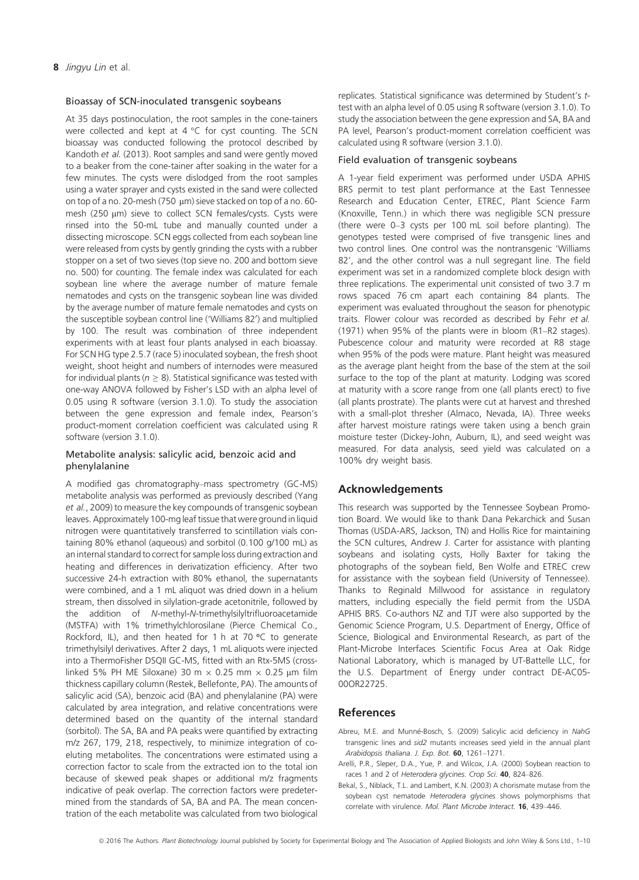### Bioassay of SCN-inoculated transgenic soybeans

At 35 days postinoculation, the root samples in the cone-tainers were collected and kept at 4 °C for cyst counting. The SCN bioassay was conducted following the protocol described by Kandoth *et al.* (2013). Root samples and sand were gently moved to a beaker from the cone-tainer after soaking in the water for a few minutes. The cysts were dislodged from the root samples using a water sprayer and cysts existed in the sand were collected on top of a no. 20-mesh (750 μm) sieve stacked on top of a no. 60-mesh (250 μm) sieve to collect SCN females/cysts. Cysts were rinsed into the 50-mL tube and manually counted under a dissecting microscope. SCN eggs collected from each soybean line were released from cysts by gently grinding the cysts with a rubber stopper on a set of two sieves (top sieve no. 200 and bottom sieve no. 500) for counting. The female index was calculated for each soybean line where the average number of mature female nematodes and cysts on the transgenic soybean line was divided by the average number of mature female nematodes and cysts on the susceptible soybean control line ('Williams 82') and multiplied by 100. The result was combination of three independent experiments with at least four plants analysed in each bioassay. For SCN HG type 2.5.7 (race 5) inoculated soybean, the fresh shoot weight, shoot height and numbers of internodes were measured for individual plants ($n \geq 8$). Statistical significance was tested with one-way ANOVA followed by Fisher's LSD with an alpha level of 0.05 using R software (version 3.1.0). To study the association between the gene expression and female index, Pearson's product-moment correlation coefficient was calculated using R software (version 3.1.0).

### Metabolite analysis: salicylic acid, benzoic acid and phenylalanine

A modified gas chromatography–mass spectrometry (GC-MS) metabolite analysis was performed as previously described (Yang *et al.*, 2009) to measure the key compounds of transgenic soybean leaves. Approximately 100-mg leaf tissue that were ground in liquid nitrogen were quantitatively transferred to scintillation vials containing 80% ethanol (aqueous) and sorbitol (0.100 g/100 mL) as an internal standard to correct for sample loss during extraction and heating and differences in derivatization efficiency. After two successive 24-h extraction with 80% ethanol, the supernatants were combined, and a 1 mL aliquot was dried down in a helium stream, then dissolved in silylation-grade acetonitrile, followed by the addition of *N*-methyl-*N*-trimethylsilyltrifluoroacetamide (MSTFA) with 1% trimethylchlorosilane (Pierce Chemical Co., Rockford, IL), and then heated for 1 h at 70 °C to generate trimethylsilyl derivatives. After 2 days, 1 mL aliquots were injected into a ThermoFisher DSQII GC-MS, fitted with an Rtx-5MS (cross-linked 5% PH ME Siloxane) 30 m × 0.25 mm × 0.25 μm film thickness capillary column (Restek, Bellefonte, PA). The amounts of salicylic acid (SA), benzoic acid (BA) and phenylalanine (PA) were calculated by area integration, and relative concentrations were determined based on the quantity of the internal standard (sorbitol). The SA, BA and PA peaks were quantified by extracting m/z 267, 179, 218, respectively, to minimize integration of co-eluting metabolites. The concentrations were estimated using a correction factor to scale from the extracted ion to the total ion because of skewed peak shapes or additional m/z fragments indicative of peak overlap. The correction factors were predetermined from the standards of SA, BA and PA. The mean concentration of the each metabolite was calculated from two biological replicates. Statistical significance was determined by Student's *t*-test with an alpha level of 0.05 using R software (version 3.1.0). To study the association between the gene expression and SA, BA and PA level, Pearson's product-moment correlation coefficient was calculated using R software (version 3.1.0).

### Field evaluation of transgenic soybeans

A 1-year field experiment was performed under USDA APHIS BRS permit to test plant performance at the East Tennessee Research and Education Center, ETREC, Plant Science Farm (Knoxville, Tenn.) in which there was negligible SCN pressure (there were 0–3 cysts per 100 mL soil before planting). The genotypes tested were comprised of five transgenic lines and two control lines. One control was the nontransgenic 'Williams 82', and the other control was a null segregant line. The field experiment was set in a randomized complete block design with three replications. The experimental unit consisted of two 3.7 m rows spaced 76 cm apart each containing 84 plants. The experiment was evaluated throughout the season for phenotypic traits. Flower colour was recorded as described by Fehr *et al.* (1971) when 95% of the plants were in bloom (R1–R2 stages). Pubescence colour and maturity were recorded at R8 stage when 95% of the pods were mature. Plant height was measured as the average plant height from the base of the stem at the soil surface to the top of the plant at maturity. Lodging was scored at maturity with a score range from one (all plants erect) to five (all plants prostrate). The plants were cut at harvest and threshed with a small-plot thresher (Almaco, Nevada, IA). Three weeks after harvest moisture ratings were taken using a bench grain moisture tester (Dickey-John, Auburn, IL), and seed weight was measured. For data analysis, seed yield was calculated on a 100% dry weight basis.

## Acknowledgements

This research was supported by the Tennessee Soybean Promotion Board. We would like to thank Dana Pekarchick and Susan Thomas (USDA-ARS, Jackson, TN) and Hollis Rice for maintaining the SCN cultures, Andrew J. Carter for assistance with planting soybeans and isolating cysts, Holly Baxter for taking the photographs of the soybean field, Ben Wolfe and ETREC crew for assistance with the soybean field (University of Tennessee). Thanks to Reginald Millwood for assistance in regulatory matters, including especially the field permit from the USDA APHIS BRS. Co-authors NZ and TJT were also supported by the Genomic Science Program, U.S. Department of Energy, Office of Science, Biological and Environmental Research, as part of the Plant-Microbe Interfaces Scientific Focus Area at Oak Ridge National Laboratory, which is managed by UT-Battelle LLC, for the U.S. Department of Energy under contract DE-AC05-00OR22725.

## References

Abreu, M.E. and Munné-Bosch, S. (2009) Salicylic acid deficiency in *NahG* transgenic lines and *sid2* mutants increases seed yield in the annual plant *Arabidopsis thaliana*. *J. Exp. Bot.* **60**, 1261–1271.

Arelli, P.R., Sleper, D.A., Yue, P. and Wilcox, J.A. (2000) Soybean reaction to races 1 and 2 of *Heterodera glycines*. *Crop Sci.* **40**, 824–826.

Bekal, S., Niblack, T.L. and Lambert, K.N. (2003) A chorismate mutase from the soybean cyst nematode *Heterodera glycines* shows polymorphisms that correlate with virulence. *Mol. Plant Microbe Interact.* **16**, 439–446.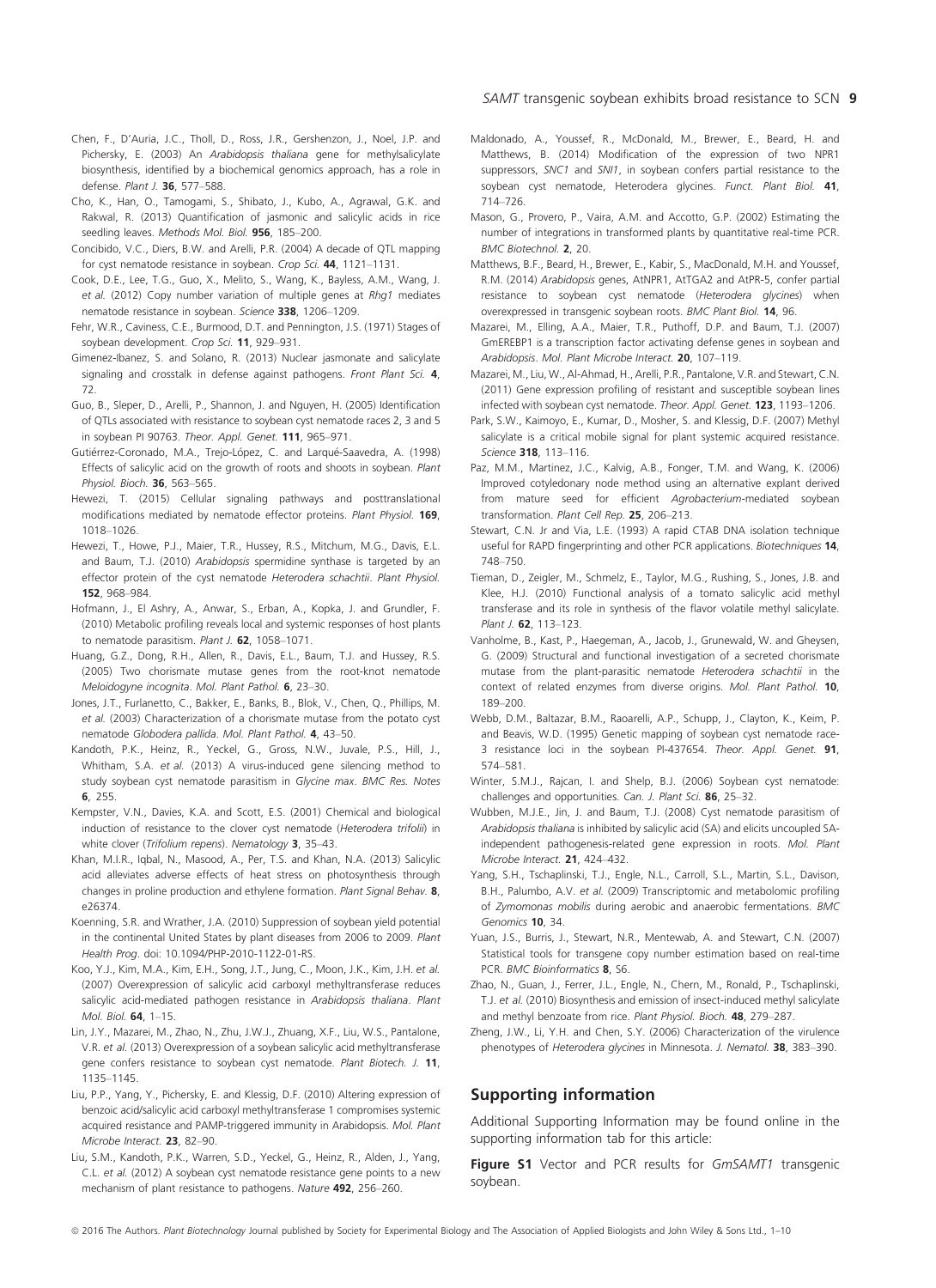Chen, F., D'Auria, J.C., Tholl, D., Ross, J.R., Gershenzon, J., Noel, J.P. and Pichersky, E. (2003) An *Arabidopsis thaliana* gene for methylsalicylate biosynthesis, identified by a biochemical genomics approach, has a role in defense. *Plant J.* **36**, 577–588.

Cho, K., Han, O., Tamogami, S., Shibato, J., Kubo, A., Agrawal, G.K. and Rakwal, R. (2013) Quantification of jasmonic and salicylic acids in rice seedling leaves. *Methods Mol. Biol.* **956**, 185–200.

Concibido, V.C., Diers, B.W. and Arelli, P.R. (2004) A decade of QTL mapping for cyst nematode resistance in soybean. *Crop Sci.* **44**, 1121–1131.

Cook, D.E., Lee, T.G., Guo, X., Melito, S., Wang, K., Bayless, A.M., Wang, J. *et al.* (2012) Copy number variation of multiple genes at *Rhg1* mediates nematode resistance in soybean. *Science* **338**, 1206–1209.

Fehr, W.R., Caviness, C.E., Burmood, D.T. and Pennington, J.S. (1971) Stages of soybean development. *Crop Sci.* **11**, 929–931.

Gimenez-Ibanez, S. and Solano, R. (2013) Nuclear jasmonate and salicylate signaling and crosstalk in defense against pathogens. *Front Plant Sci.* **4**, 72.

Guo, B., Sleper, D., Arelli, P., Shannon, J. and Nguyen, H. (2005) Identification of QTLs associated with resistance to soybean cyst nematode races 2, 3 and 5 in soybean PI 90763. *Theor. Appl. Genet.* **111**, 965–971.

Gutiérrez-Coronado, M.A., Trejo-López, C. and Larqué-Saavedra, A. (1998) Effects of salicylic acid on the growth of roots and shoots in soybean. *Plant Physiol. Bioch.* **36**, 563–565.

Hewezi, T. (2015) Cellular signaling pathways and posttranslational modifications mediated by nematode effector proteins. *Plant Physiol.* **169**, 1018–1026.

Hewezi, T., Howe, P.J., Maier, T.R., Hussey, R.S., Mitchum, M.G., Davis, E.L. and Baum, T.J. (2010) *Arabidopsis* spermidine synthase is targeted by an effector protein of the cyst nematode *Heterodera schachtii*. *Plant Physiol.* **152**, 968–984.

Hofmann, J., El Ashry, A., Anwar, S., Erban, A., Kopka, J. and Grundler, F. (2010) Metabolic profiling reveals local and systemic responses of host plants to nematode parasitism. *Plant J.* **62**, 1058–1071.

Huang, G.Z., Dong, R.H., Allen, R., Davis, E.L., Baum, T.J. and Hussey, R.S. (2005) Two chorismate mutase genes from the root-knot nematode *Meloidogyne incognita*. *Mol. Plant Pathol.* **6**, 23–30.

Jones, J.T., Furlanetto, C., Bakker, E., Banks, B., Blok, V., Chen, Q., Phillips, M. *et al.* (2003) Characterization of a chorismate mutase from the potato cyst nematode *Globodera pallida*. *Mol. Plant Pathol.* **4**, 43–50.

Kandoth, P.K., Heinz, R., Yeckel, G., Gross, N.W., Juvale, P.S., Hill, J., Whitham, S.A. *et al.* (2013) A virus-induced gene silencing method to study soybean cyst nematode parasitism in *Glycine max*. *BMC Res. Notes* **6**, 255.

Kempster, V.N., Davies, K.A. and Scott, E.S. (2001) Chemical and biological induction of resistance to the clover cyst nematode (*Heterodera trifolii*) in white clover (*Trifolium repens*). *Nematology* **3**, 35–43.

Khan, M.I.R., Iqbal, N., Masood, A., Per, T.S. and Khan, N.A. (2013) Salicylic acid alleviates adverse effects of heat stress on photosynthesis through changes in proline production and ethylene formation. *Plant Signal Behav.* **8**, e26374.

Koenning, S.R. and Wrather, J.A. (2010) Suppression of soybean yield potential in the continental United States by plant diseases from 2006 to 2009. *Plant Health Prog*. doi: 10.1094/PHP-2010-1122-01-RS.

Koo, Y.J., Kim, M.A., Kim, E.H., Song, J.T., Jung, C., Moon, J.K., Kim, J.H. *et al.* (2007) Overexpression of salicylic acid carboxyl methyltransferase reduces salicylic acid-mediated pathogen resistance in *Arabidopsis thaliana*. *Plant Mol. Biol.* **64**, 1–15.

Lin, J.Y., Mazarei, M., Zhao, N., Zhu, J.W.J., Zhuang, X.F., Liu, W.S., Pantalone, V.R. *et al.* (2013) Overexpression of a soybean salicylic acid methyltransferase gene confers resistance to soybean cyst nematode. *Plant Biotech. J.* **11**, 1135–1145.

Liu, P.P., Yang, Y., Pichersky, E. and Klessig, D.F. (2010) Altering expression of benzoic acid/salicylic acid carboxyl methyltransferase 1 compromises systemic acquired resistance and PAMP-triggered immunity in Arabidopsis. *Mol. Plant Microbe Interact.* **23**, 82–90.

Liu, S.M., Kandoth, P.K., Warren, S.D., Yeckel, G., Heinz, R., Alden, J., Yang, C.L. *et al.* (2012) A soybean cyst nematode resistance gene points to a new mechanism of plant resistance to pathogens. *Nature* **492**, 256–260.

Maldonado, A., Youssef, R., McDonald, M., Brewer, E., Beard, H. and Matthews, B. (2014) Modification of the expression of two NPR1 suppressors, *SNC1* and *SNI1*, in soybean confers partial resistance to the soybean cyst nematode, Heterodera glycines. *Funct. Plant Biol.* **41**, 714–726.

Mason, G., Provero, P., Vaira, A.M. and Accotto, G.P. (2002) Estimating the number of integrations in transformed plants by quantitative real-time PCR. *BMC Biotechnol.* **2**, 20.

Matthews, B.F., Beard, H., Brewer, E., Kabir, S., MacDonald, M.H. and Youssef, R.M. (2014) *Arabidopsis* genes, AtNPR1, AtTGA2 and AtPR-5, confer partial resistance to soybean cyst nematode (*Heterodera glycines*) when overexpressed in transgenic soybean roots. *BMC Plant Biol.* **14**, 96.

Mazarei, M., Elling, A.A., Maier, T.R., Puthoff, D.P. and Baum, T.J. (2007) GmEREBP1 is a transcription factor activating defense genes in soybean and *Arabidopsis*. *Mol. Plant Microbe Interact.* **20**, 107–119.

Mazarei, M., Liu, W., Al-Ahmad, H., Arelli, P.R., Pantalone, V.R. and Stewart, C.N. (2011) Gene expression profiling of resistant and susceptible soybean lines infected with soybean cyst nematode. *Theor. Appl. Genet.* **123**, 1193–1206.

Park, S.W., Kaimoyo, E., Kumar, D., Mosher, S. and Klessig, D.F. (2007) Methyl salicylate is a critical mobile signal for plant systemic acquired resistance. *Science* **318**, 113–116.

Paz, M.M., Martinez, J.C., Kalvig, A.B., Fonger, T.M. and Wang, K. (2006) Improved cotyledonary node method using an alternative explant derived from mature seed for efficient *Agrobacterium*-mediated soybean transformation. *Plant Cell Rep.* **25**, 206–213.

Stewart, C.N. Jr and Via, L.E. (1993) A rapid CTAB DNA isolation technique useful for RAPD fingerprinting and other PCR applications. *Biotechniques* **14**, 748–750.

Tieman, D., Zeigler, M., Schmelz, E., Taylor, M.G., Rushing, S., Jones, J.B. and Klee, H.J. (2010) Functional analysis of a tomato salicylic acid methyl transferase and its role in synthesis of the flavor volatile methyl salicylate. *Plant J.* **62**, 113–123.

Vanholme, B., Kast, P., Haegeman, A., Jacob, J., Grunewald, W. and Gheysen, G. (2009) Structural and functional investigation of a secreted chorismate mutase from the plant-parasitic nematode *Heterodera schachtii* in the context of related enzymes from diverse origins. *Mol. Plant Pathol.* **10**, 189–200.

Webb, D.M., Baltazar, B.M., Raoarelli, A.P., Schupp, J., Clayton, K., Keim, P. and Beavis, W.D. (1995) Genetic mapping of soybean cyst nematode race-3 resistance loci in the soybean PI-437654. *Theor. Appl. Genet.* **91**, 574–581.

Winter, S.M.J., Rajcan, I. and Shelp, B.J. (2006) Soybean cyst nematode: challenges and opportunities. *Can. J. Plant Sci.* **86**, 25–32.

Wubben, M.J.E., Jin, J. and Baum, T.J. (2008) Cyst nematode parasitism of *Arabidopsis thaliana* is inhibited by salicylic acid (SA) and elicits uncoupled SA-independent pathogenesis-related gene expression in roots. *Mol. Plant Microbe Interact.* **21**, 424–432.

Yang, S.H., Tschaplinski, T.J., Engle, N.L., Carroll, S.L., Martin, S.L., Davison, B.H., Palumbo, A.V. *et al.* (2009) Transcriptomic and metabolomic profiling of *Zymomonas mobilis* during aerobic and anaerobic fermentations. *BMC Genomics* **10**, 34.

Yuan, J.S., Burris, J., Stewart, N.R., Mentewab, A. and Stewart, C.N. (2007) Statistical tools for transgene copy number estimation based on real-time PCR. *BMC Bioinformatics* **8**, S6.

Zhao, N., Guan, J., Ferrer, J.L., Engle, N., Chern, M., Ronald, P., Tschaplinski, T.J. *et al.* (2010) Biosynthesis and emission of insect-induced methyl salicylate and methyl benzoate from rice. *Plant Physiol. Bioch.* **48**, 279–287.

Zheng, J.W., Li, Y.H. and Chen, S.Y. (2006) Characterization of the virulence phenotypes of *Heterodera glycines* in Minnesota. *J. Nematol.* **38**, 383–390.

## Supporting information

Additional Supporting Information may be found online in the supporting information tab for this article:

**Figure S1** Vector and PCR results for *GmSAMT1* transgenic soybean.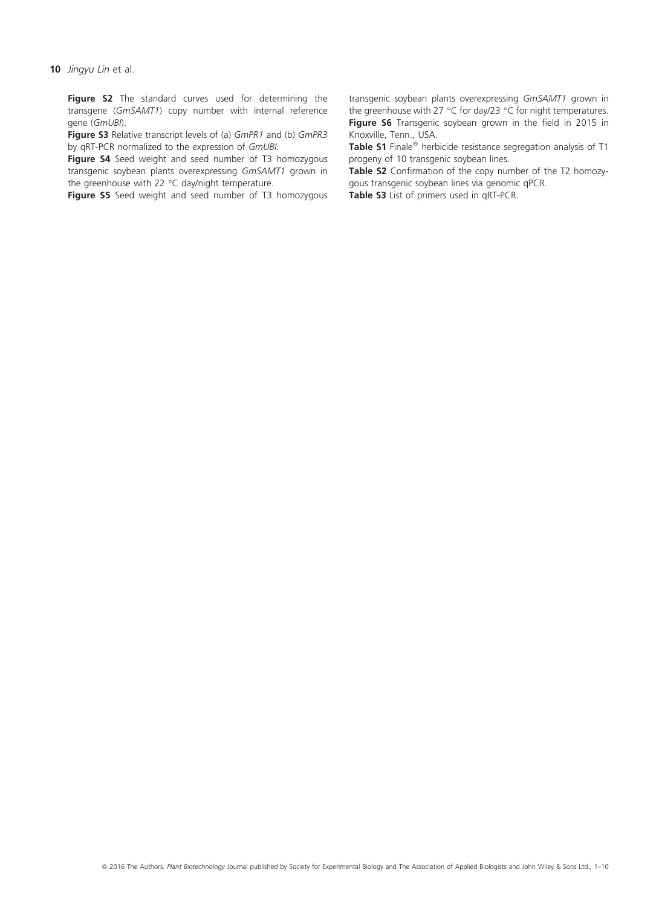**Figure S2** The standard curves used for determining the transgene (*GmSAMT1*) copy number with internal reference gene (*GmUBI*).

**Figure S3** Relative transcript levels of (a) *GmPR1* and (b) *GmPR3* by qRT-PCR normalized to the expression of *GmUBI*.

**Figure S4** Seed weight and seed number of T3 homozygous transgenic soybean plants overexpressing *GmSAMT1* grown in the greenhouse with 22 °C day/night temperature.

**Figure S5** Seed weight and seed number of T3 homozygous transgenic soybean plants overexpressing *GmSAMT1* grown in the greenhouse with 27 °C for day/23 °C for night temperatures.

**Figure S6** Transgenic soybean grown in the field in 2015 in Knoxville, Tenn., USA.

**Table S1** Finale® herbicide resistance segregation analysis of T1 progeny of 10 transgenic soybean lines.

**Table S2** Confirmation of the copy number of the T2 homozygous transgenic soybean lines via genomic qPCR.

**Table S3** List of primers used in qRT-PCR.